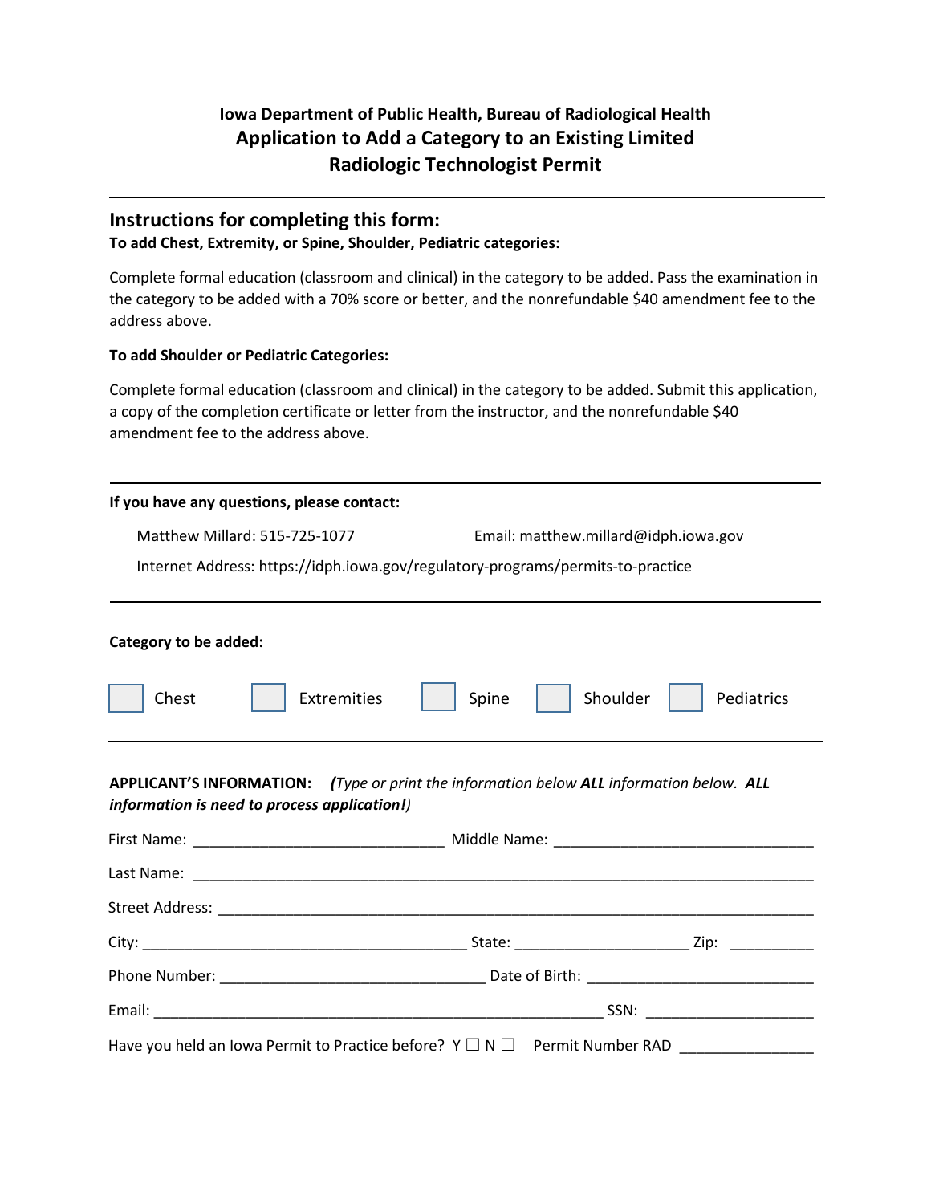**Iowa Department of Public Health, Bureau of Radiological Health**

# Application to Add a Category to an Existing Limited Radiologic Technologist Permit

---

## Instructions for completing this form:

**To add Chest, Extremity, or Spine, Shoulder, Pediatric categories:**

Complete formal education (classroom and clinical) in the category to be added. Pass the examination in the category to be added with a 70% score or better, and the nonrefundable $40 amendment fee to the address above.

**To add Shoulder or Pediatric Categories:**

Complete formal education (classroom and clinical) in the category to be added. Submit this application, a copy of the completion certificate or letter from the instructor, and the nonrefundable $40 amendment fee to the address above.

---

**If you have any questions, please contact:**

Matthew Millard: 515-725-1077    Email: matthew.millard@idph.iowa.gov

Internet Address: https://idph.iowa.gov/regulatory-programs/permits-to-practice

---

**Category to be added:**

☐ Chest ☐ Extremities ☐ Spine ☐ Shoulder ☐ Pediatrics

---

**APPLICANT'S INFORMATION:** ***(****Type or print the information below* ***ALL*** *information below.* ***ALL information is need to process application!****)*

First Name: ______________________________ Middle Name: ______________________________

Last Name: ______________________________________________________________________

Street Address: ___________________________________________________________________

City: ______________________________________ State: _____________________ Zip: __________

Phone Number: _______________________________ Date of Birth: ___________________________

Email: ______________________________________________________ SSN: _____________________

Have you held an Iowa Permit to Practice before? Y ☐ N ☐ Permit Number RAD ________________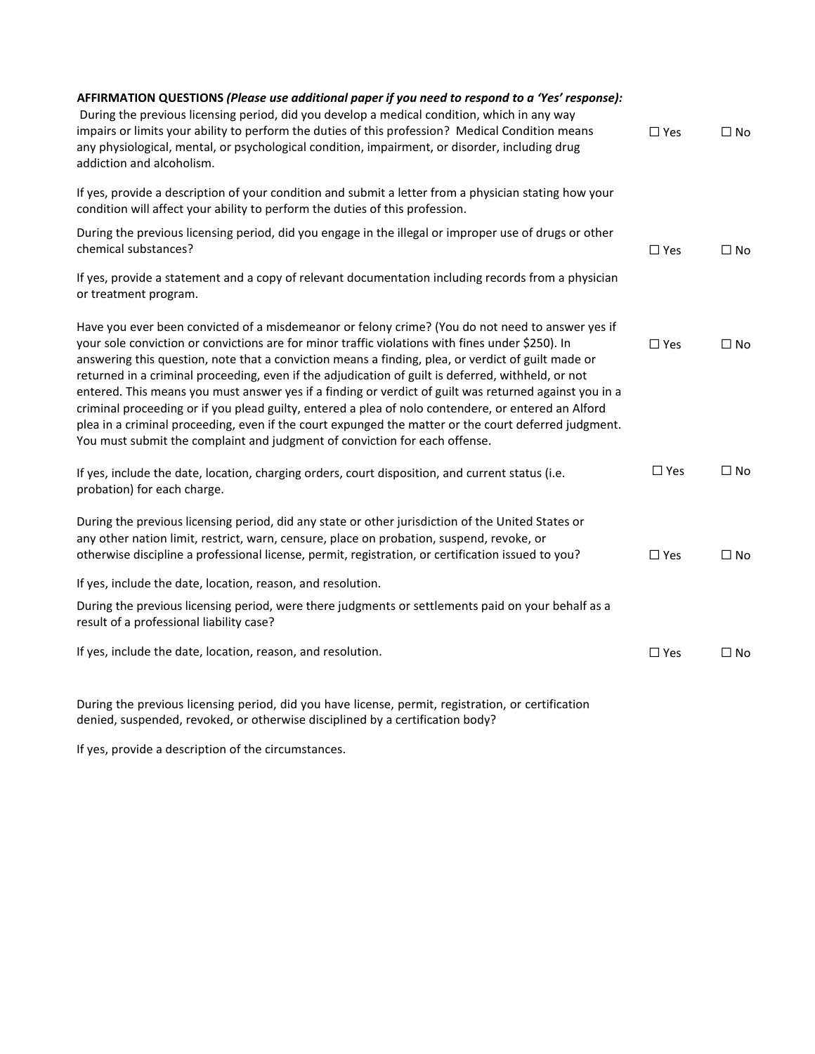**AFFIRMATION QUESTIONS** ***(Please use additional paper if you need to respond to a 'Yes' response):***

| Question | Yes | No |
|---|---|---|
| During the previous licensing period, did you develop a medical condition, which in any way impairs or limits your ability to perform the duties of this profession? Medical Condition means any physiological, mental, or psychological condition, impairment, or disorder, including drug addiction and alcoholism. | ☐ Yes | ☐ No |
| If yes, provide a description of your condition and submit a letter from a physician stating how your condition will affect your ability to perform the duties of this profession. | | |
| During the previous licensing period, did you engage in the illegal or improper use of drugs or other chemical substances? | ☐ Yes | ☐ No |
| If yes, provide a statement and a copy of relevant documentation including records from a physician or treatment program. | | |
| Have you ever been convicted of a misdemeanor or felony crime? (You do not need to answer yes if your sole conviction or convictions are for minor traffic violations with fines under $250). In answering this question, note that a conviction means a finding, plea, or verdict of guilt made or returned in a criminal proceeding, even if the adjudication of guilt is deferred, withheld, or not entered. This means you must answer yes if a finding or verdict of guilt was returned against you in a criminal proceeding or if you plead guilty, entered a plea of nolo contendere, or entered an Alford plea in a criminal proceeding, even if the court expunged the matter or the court deferred judgment. You must submit the complaint and judgment of conviction for each offense. | ☐ Yes | ☐ No |
| If yes, include the date, location, charging orders, court disposition, and current status (i.e. probation) for each charge. | ☐ Yes | ☐ No |
| During the previous licensing period, did any state or other jurisdiction of the United States or any other nation limit, restrict, warn, censure, place on probation, suspend, revoke, or otherwise discipline a professional license, permit, registration, or certification issued to you? | ☐ Yes | ☐ No |
| If yes, include the date, location, reason, and resolution. | | |
| During the previous licensing period, were there judgments or settlements paid on your behalf as a result of a professional liability case? | | |
| If yes, include the date, location, reason, and resolution. | ☐ Yes | ☐ No |
| During the previous licensing period, did you have license, permit, registration, or certification denied, suspended, revoked, or otherwise disciplined by a certification body? | | |
| If yes, provide a description of the circumstances. | | |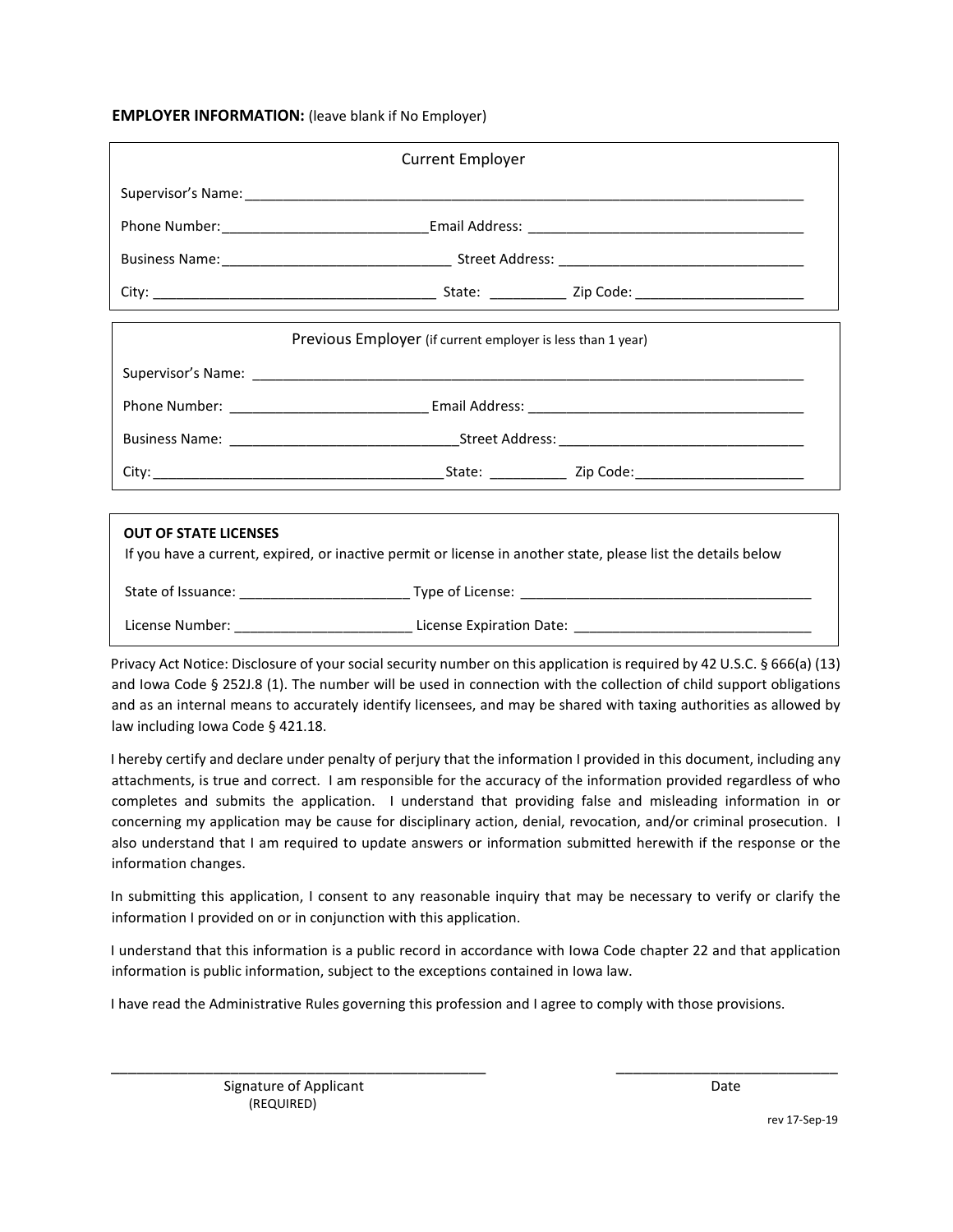**EMPLOYER INFORMATION:** (leave blank if No Employer)

Current Employer

Supervisor's Name: ____________________________________________

Phone Number: ________________________ Email Address: ________________________

Business Name: ________________________ Street Address: ________________________

City: ________________________ State: __________ Zip Code: ________________________

Previous Employer (if current employer is less than 1 year)

Supervisor's Name: ____________________________________________

Phone Number: ________________________ Email Address: ________________________

Business Name: ________________________ Street Address: ________________________

City: ________________________ State: __________ Zip Code: ________________________

**OUT OF STATE LICENSES**

If you have a current, expired, or inactive permit or license in another state, please list the details below

State of Issuance: ____________________ Type of License: ________________________

License Number: ____________________ License Expiration Date: ________________________

Privacy Act Notice: Disclosure of your social security number on this application is required by 42 U.S.C. § 666(a) (13) and Iowa Code § 252J.8 (1). The number will be used in connection with the collection of child support obligations and as an internal means to accurately identify licensees, and may be shared with taxing authorities as allowed by law including Iowa Code § 421.18.

I hereby certify and declare under penalty of perjury that the information I provided in this document, including any attachments, is true and correct. I am responsible for the accuracy of the information provided regardless of who completes and submits the application. I understand that providing false and misleading information in or concerning my application may be cause for disciplinary action, denial, revocation, and/or criminal prosecution. I also understand that I am required to update answers or information submitted herewith if the response or the information changes.

In submitting this application, I consent to any reasonable inquiry that may be necessary to verify or clarify the information I provided on or in conjunction with this application.

I understand that this information is a public record in accordance with Iowa Code chapter 22 and that application information is public information, subject to the exceptions contained in Iowa law.

I have read the Administrative Rules governing this profession and I agree to comply with those provisions.

______________________________________________ ____________________________

Signature of Applicant (REQUIRED) Date

rev 17-Sep-19